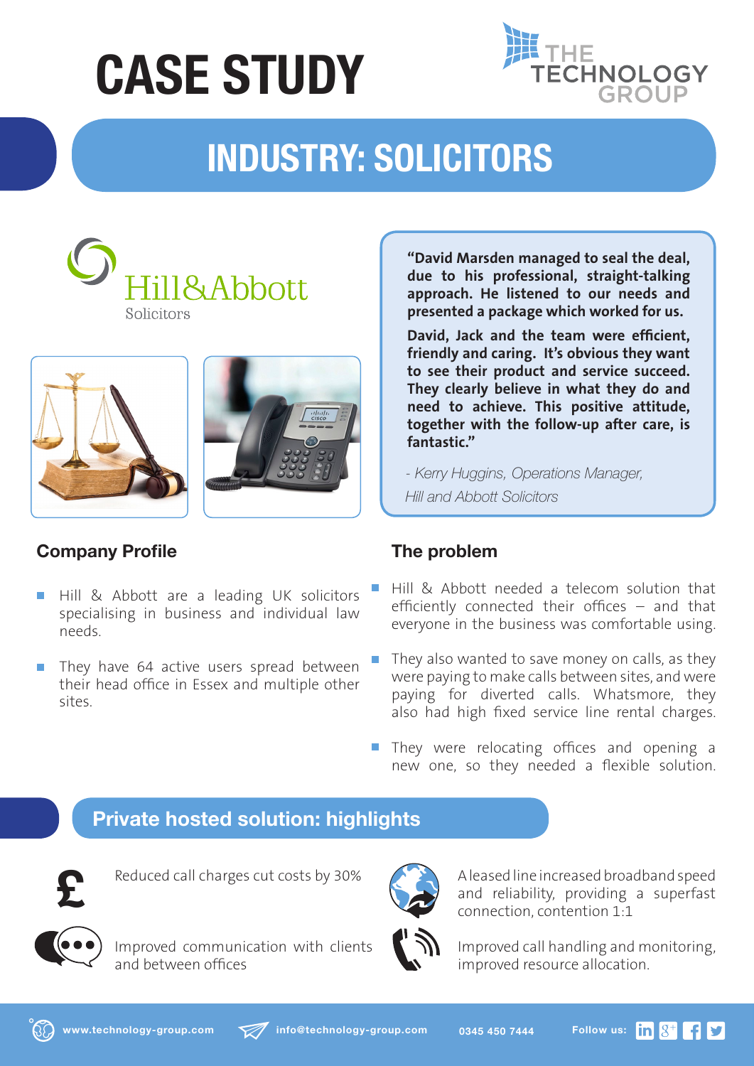# CASE STUDY

THE TECHNOLOGY GROUP

## INDUSTRY: SOLICITORS

Hill&Abbott
Solicitors

> **"David Marsden managed to seal the deal, due to his professional, straight-talking approach. He listened to our needs and presented a package which worked for us.**
>
> **David, Jack and the team were efficient, friendly and caring. It's obvious they want to see their product and service succeed. They clearly believe in what they do and need to achieve. This positive attitude, together with the follow-up after care, is fantastic."**
>
> *- Kerry Huggins, Operations Manager, Hill and Abbott Solicitors*

### Company Profile

- Hill & Abbott are a leading UK solicitors specialising in business and individual law needs.
- They have 64 active users spread between their head office in Essex and multiple other sites.

### The problem

- Hill & Abbott needed a telecom solution that efficiently connected their offices – and that everyone in the business was comfortable using.
- They also wanted to save money on calls, as they were paying to make calls between sites, and were paying for diverted calls. Whatsmore, they also had high fixed service line rental charges.
- They were relocating offices and opening a new one, so they needed a flexible solution.

## Private hosted solution: highlights

- Reduced call charges cut costs by 30%
- Improved communication with clients and between offices
- A leased line increased broadband speed and reliability, providing a superfast connection, contention 1:1
- Improved call handling and monitoring, improved resource allocation.

www.technology-group.com | info@technology-group.com | 0345 450 7444 | Follow us: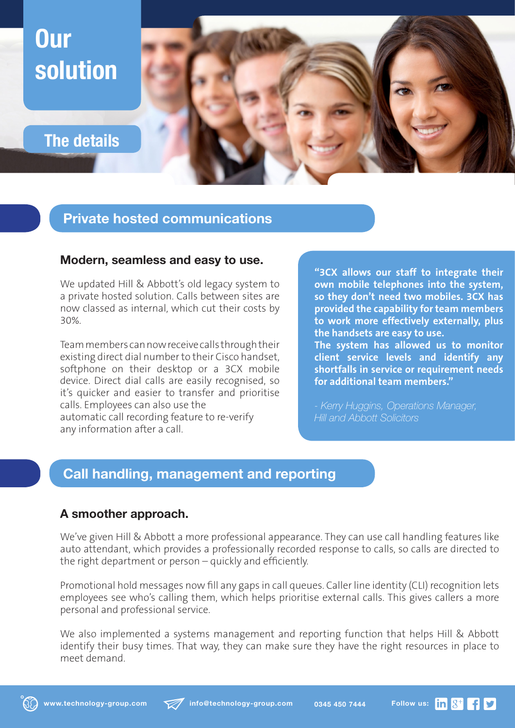# Our solution

## The details

## Private hosted communications

### Modern, seamless and easy to use.

We updated Hill & Abbott's old legacy system to a private hosted solution. Calls between sites are now classed as internal, which cut their costs by 30%.

Team members can now receive calls through their existing direct dial number to their Cisco handset, softphone on their desktop or a 3CX mobile device. Direct dial calls are easily recognised, so it's quicker and easier to transfer and prioritise calls. Employees can also use the automatic call recording feature to re-verify any information after a call.

> **"3CX allows our staff to integrate their own mobile telephones into the system, so they don't need two mobiles. 3CX has provided the capability for team members to work more effectively externally, plus the handsets are easy to use.**
> **The system has allowed us to monitor client service levels and identify any shortfalls in service or requirement needs for additional team members."**
>
> *- Kerry Huggins, Operations Manager, Hill and Abbott Solicitors*

## Call handling, management and reporting

### A smoother approach.

We've given Hill & Abbott a more professional appearance. They can use call handling features like auto attendant, which provides a professionally recorded response to calls, so calls are directed to the right department or person – quickly and efficiently.

Promotional hold messages now fill any gaps in call queues. Caller line identity (CLI) recognition lets employees see who's calling them, which helps prioritise external calls. This gives callers a more personal and professional service.

We also implemented a systems management and reporting function that helps Hill & Abbott identify their busy times. That way, they can make sure they have the right resources in place to meet demand.

www.technology-group.com   info@technology-group.com   0345 450 7444   Follow us: